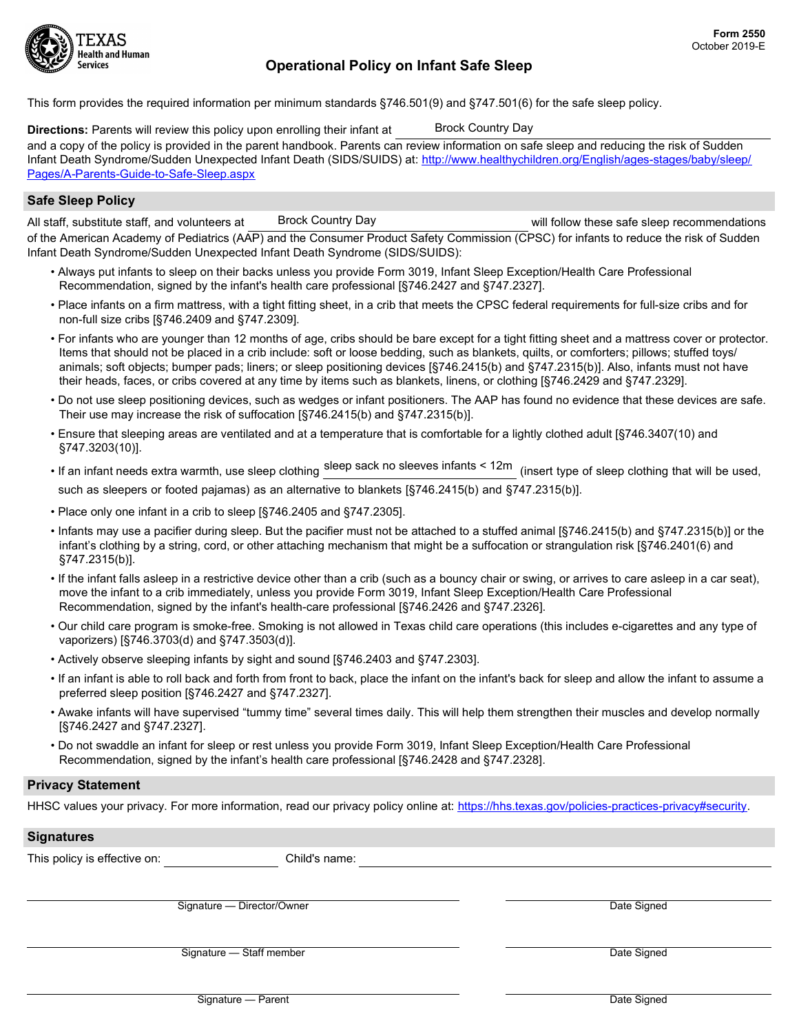Form 2550
October 2019-E

# Operational Policy on Infant Safe Sleep

This form provides the required information per minimum standards §746.501(9) and §747.501(6) for the safe sleep policy.

**Directions:** Parents will review this policy upon enrolling their infant at Brock Country Day and a copy of the policy is provided in the parent handbook. Parents can review information on safe sleep and reducing the risk of Sudden Infant Death Syndrome/Sudden Unexpected Infant Death (SIDS/SUIDS) at: http://www.healthychildren.org/English/ages-stages/baby/sleep/Pages/A-Parents-Guide-to-Safe-Sleep.aspx

## Safe Sleep Policy

All staff, substitute staff, and volunteers at Brock Country Day will follow these safe sleep recommendations of the American Academy of Pediatrics (AAP) and the Consumer Product Safety Commission (CPSC) for infants to reduce the risk of Sudden Infant Death Syndrome/Sudden Unexpected Infant Death Syndrome (SIDS/SUIDS):

- Always put infants to sleep on their backs unless you provide Form 3019, Infant Sleep Exception/Health Care Professional Recommendation, signed by the infant's health care professional [§746.2427 and §747.2327].
- Place infants on a firm mattress, with a tight fitting sheet, in a crib that meets the CPSC federal requirements for full-size cribs and for non-full size cribs [§746.2409 and §747.2309].
- For infants who are younger than 12 months of age, cribs should be bare except for a tight fitting sheet and a mattress cover or protector. Items that should not be placed in a crib include: soft or loose bedding, such as blankets, quilts, or comforters; pillows; stuffed toys/animals; soft objects; bumper pads; liners; or sleep positioning devices [§746.2415(b) and §747.2315(b)]. Also, infants must not have their heads, faces, or cribs covered at any time by items such as blankets, linens, or clothing [§746.2429 and §747.2329].
- Do not use sleep positioning devices, such as wedges or infant positioners. The AAP has found no evidence that these devices are safe. Their use may increase the risk of suffocation [§746.2415(b) and §747.2315(b)].
- Ensure that sleeping areas are ventilated and at a temperature that is comfortable for a lightly clothed adult [§746.3407(10) and §747.3203(10)].
- If an infant needs extra warmth, use sleep clothing sleep sack no sleeves infants < 12m (insert type of sleep clothing that will be used, such as sleepers or footed pajamas) as an alternative to blankets [§746.2415(b) and §747.2315(b)].
- Place only one infant in a crib to sleep [§746.2405 and §747.2305].
- Infants may use a pacifier during sleep. But the pacifier must not be attached to a stuffed animal [§746.2415(b) and §747.2315(b)] or the infant's clothing by a string, cord, or other attaching mechanism that might be a suffocation or strangulation risk [§746.2401(6) and §747.2315(b)].
- If the infant falls asleep in a restrictive device other than a crib (such as a bouncy chair or swing, or arrives to care asleep in a car seat), move the infant to a crib immediately, unless you provide Form 3019, Infant Sleep Exception/Health Care Professional Recommendation, signed by the infant's health-care professional [§746.2426 and §747.2326].
- Our child care program is smoke-free. Smoking is not allowed in Texas child care operations (this includes e-cigarettes and any type of vaporizers) [§746.3703(d) and §747.3503(d)].
- Actively observe sleeping infants by sight and sound [§746.2403 and §747.2303].
- If an infant is able to roll back and forth from front to back, place the infant on the infant's back for sleep and allow the infant to assume a preferred sleep position [§746.2427 and §747.2327].
- Awake infants will have supervised "tummy time" several times daily. This will help them strengthen their muscles and develop normally [§746.2427 and §747.2327].
- Do not swaddle an infant for sleep or rest unless you provide Form 3019, Infant Sleep Exception/Health Care Professional Recommendation, signed by the infant's health care professional [§746.2428 and §747.2328].

## Privacy Statement

HHSC values your privacy. For more information, read our privacy policy online at: https://hhs.texas.gov/policies-practices-privacy#security.

## Signatures

This policy is effective on: ______________ Child's name: ______________________________

______________________________ Signature — Director/Owner ______________ Date Signed

______________________________ Signature — Staff member ______________ Date Signed

______________________________ Signature — Parent ______________ Date Signed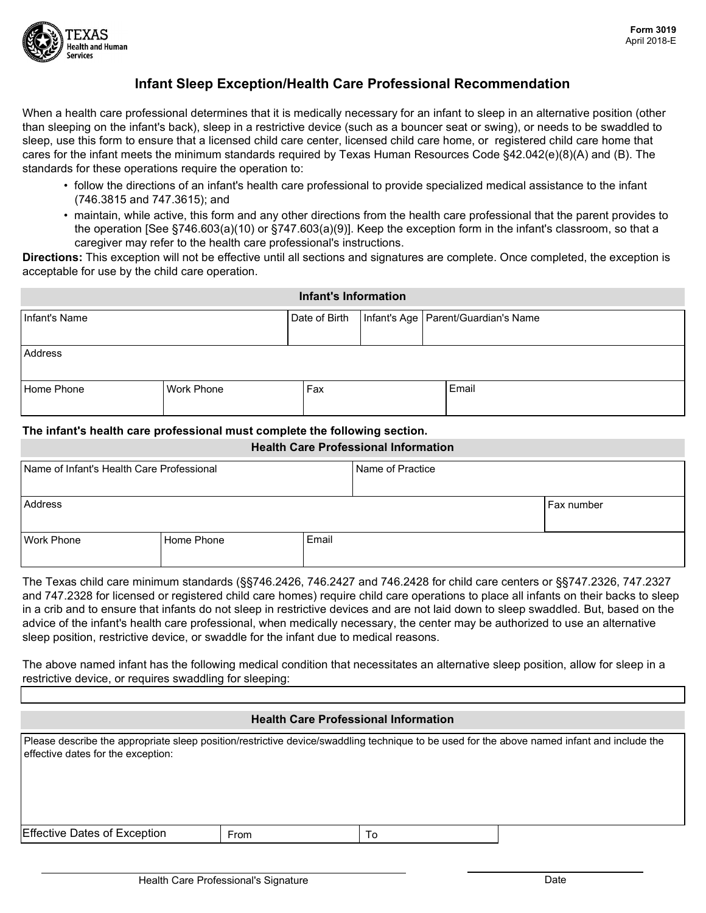Form 3019
April 2018-E

# Infant Sleep Exception/Health Care Professional Recommendation

When a health care professional determines that it is medically necessary for an infant to sleep in an alternative position (other than sleeping on the infant's back), sleep in a restrictive device (such as a bouncer seat or swing), or needs to be swaddled to sleep, use this form to ensure that a licensed child care center, licensed child care home, or registered child care home that cares for the infant meets the minimum standards required by Texas Human Resources Code §42.042(e)(8)(A) and (B). The standards for these operations require the operation to:

- follow the directions of an infant's health care professional to provide specialized medical assistance to the infant (746.3815 and 747.3615); and
- maintain, while active, this form and any other directions from the health care professional that the parent provides to the operation [See §746.603(a)(10) or §747.603(a)(9)]. Keep the exception form in the infant's classroom, so that a caregiver may refer to the health care professional's instructions.

**Directions:** This exception will not be effective until all sections and signatures are complete. Once completed, the exception is acceptable for use by the child care operation.

## Infant's Information

| Infant's Name | Date of Birth | Infant's Age | Parent/Guardian's Name |
|---|---|---|---|
| | | | |

| Address |
|---|
| |

| Home Phone | Work Phone | Fax | Email |
|---|---|---|---|
| | | | |

**The infant's health care professional must complete the following section.**

## Health Care Professional Information

| Name of Infant's Health Care Professional | Name of Practice |
|---|---|
| | |

| Address | Fax number |
|---|---|
| | |

| Work Phone | Home Phone | Email |
|---|---|---|
| | | |

The Texas child care minimum standards (§§746.2426, 746.2427 and 746.2428 for child care centers or §§747.2326, 747.2327 and 747.2328 for licensed or registered child care homes) require child care operations to place all infants on their backs to sleep in a crib and to ensure that infants do not sleep in restrictive devices and are not laid down to sleep swaddled. But, based on the advice of the infant's health care professional, when medically necessary, the center may be authorized to use an alternative sleep position, restrictive device, or swaddle for the infant due to medical reasons.

The above named infant has the following medical condition that necessitates an alternative sleep position, allow for sleep in a restrictive device, or requires swaddling for sleeping:

| |
|---|
| |

## Health Care Professional Information

Please describe the appropriate sleep position/restrictive device/swaddling technique to be used for the above named infant and include the effective dates for the exception:

| Effective Dates of Exception | From | To |
|---|---|---|
| | | |

Health Care Professional's Signature

Date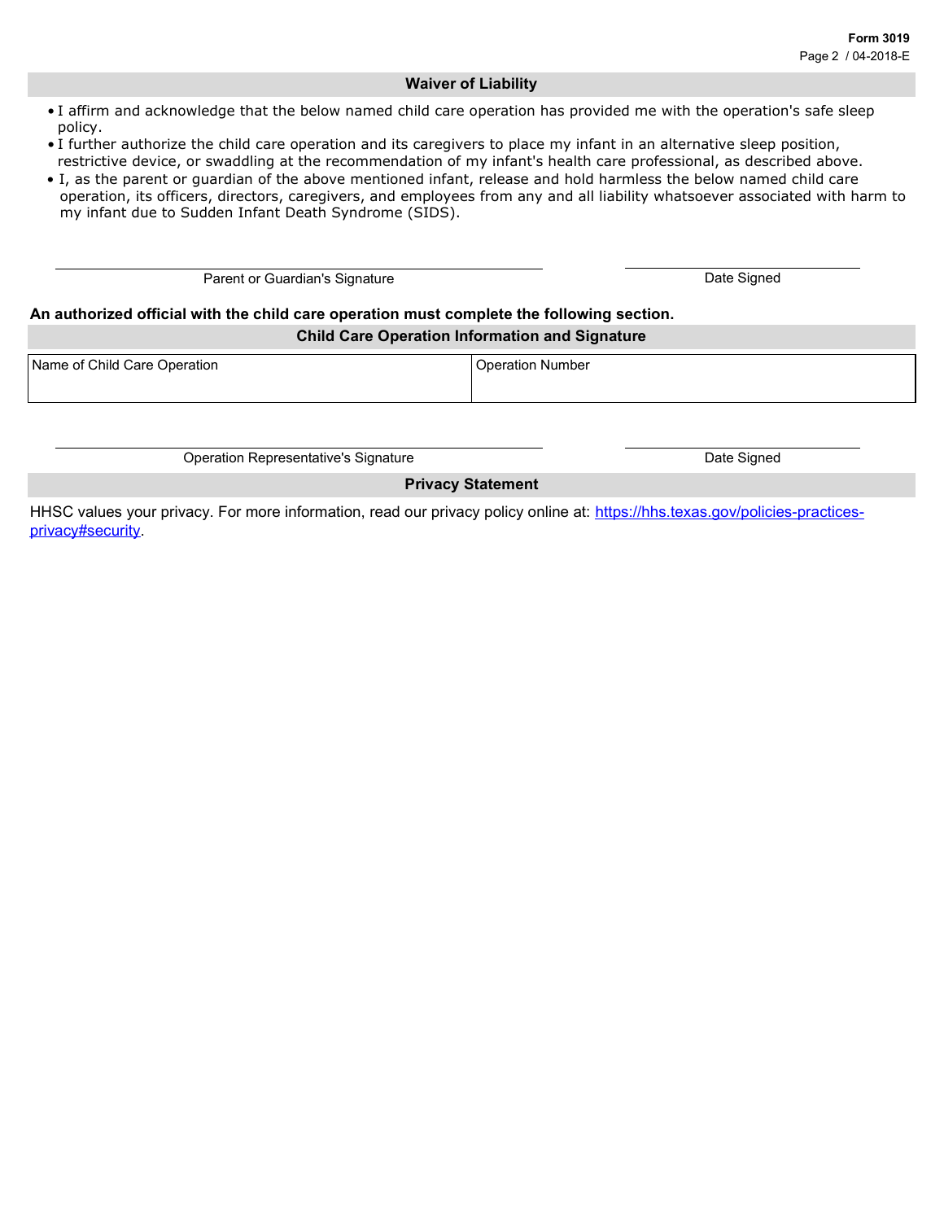## Waiver of Liability

- I affirm and acknowledge that the below named child care operation has provided me with the operation's safe sleep policy.
- I further authorize the child care operation and its caregivers to place my infant in an alternative sleep position, restrictive device, or swaddling at the recommendation of my infant's health care professional, as described above.
- I, as the parent or guardian of the above mentioned infant, release and hold harmless the below named child care operation, its officers, directors, caregivers, and employees from any and all liability whatsoever associated with harm to my infant due to Sudden Infant Death Syndrome (SIDS).

\_\_\_\_\_\_\_\_\_\_\_\_\_\_\_\_\_\_\_\_\_\_\_\_\_\_\_\_\_\_\_\_\_\_\_\_\_\_\_\_ \_\_\_\_\_\_\_\_\_\_\_\_\_\_\_\_\_\_\_\_
Parent or Guardian's Signature Date Signed

**An authorized official with the child care operation must complete the following section.**

## Child Care Operation Information and Signature

| Name of Child Care Operation | Operation Number |
|---|---|
| | |

\_\_\_\_\_\_\_\_\_\_\_\_\_\_\_\_\_\_\_\_\_\_\_\_\_\_\_\_\_\_\_\_\_\_\_\_\_\_\_\_ \_\_\_\_\_\_\_\_\_\_\_\_\_\_\_\_\_\_\_\_
Operation Representative's Signature Date Signed

## Privacy Statement

HHSC values your privacy. For more information, read our privacy policy online at: https://hhs.texas.gov/policies-practices-privacy#security.